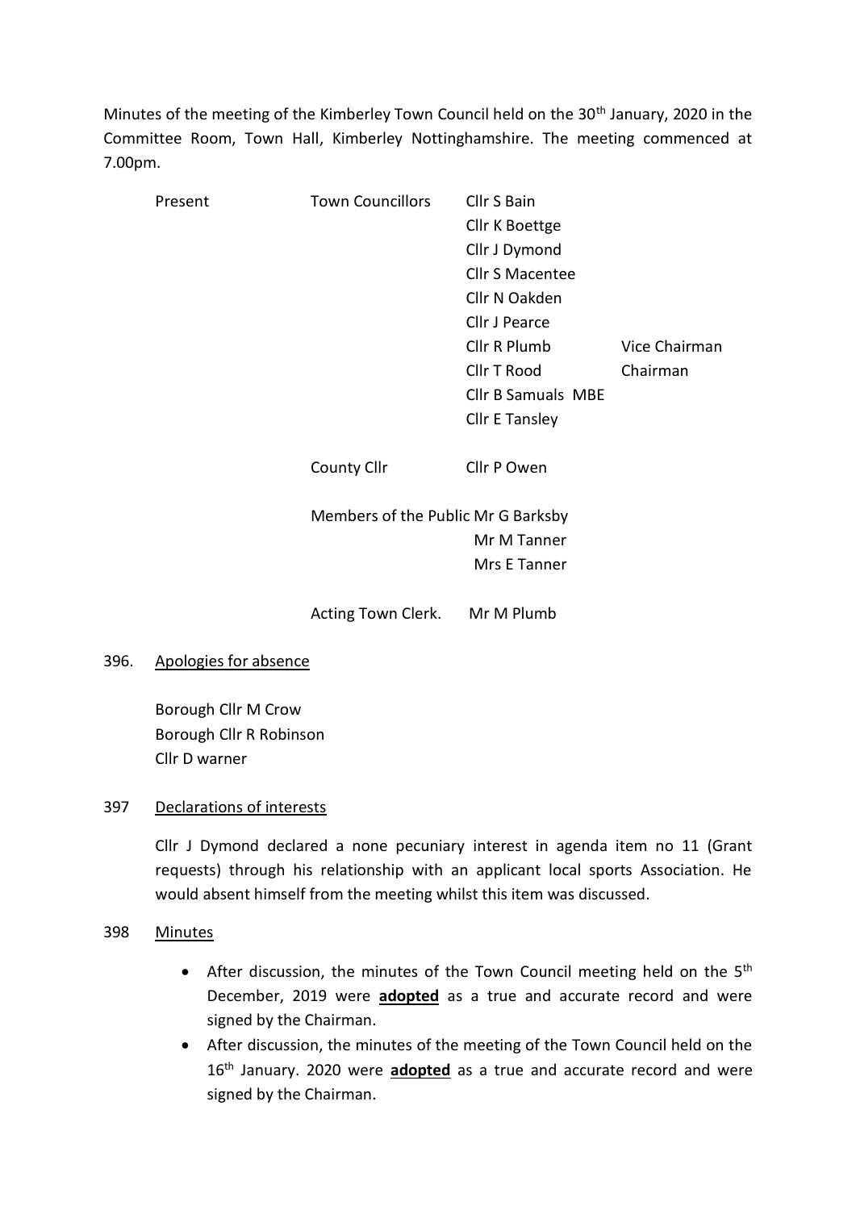Minutes of the meeting of the Kimberley Town Council held on the 30th January, 2020 in the Committee Room, Town Hall, Kimberley Nottinghamshire. The meeting commenced at 7.00pm.

| Present | Town Councillors | Cllr S Bain | |
|---|---|---|---|
| | | Cllr K Boettge | |
| | | Cllr J Dymond | |
| | | Cllr S Macentee | |
| | | Cllr N Oakden | |
| | | Cllr J Pearce | |
| | | Cllr R Plumb | Vice Chairman |
| | | Cllr T Rood | Chairman |
| | | Cllr B Samuals MBE | |
| | | Cllr E Tansley | |
| | County Cllr | Cllr P Owen | |
| | Members of the Public | Mr G Barksby | |
| | | Mr M Tanner | |
| | | Mrs E Tanner | |
| | Acting Town Clerk. | Mr M Plumb | |

396. Apologies for absence

Borough Cllr M Crow
Borough Cllr R Robinson
Cllr D warner

397 Declarations of interests

Cllr J Dymond declared a none pecuniary interest in agenda item no 11 (Grant requests) through his relationship with an applicant local sports Association. He would absent himself from the meeting whilst this item was discussed.

398 Minutes

- After discussion, the minutes of the Town Council meeting held on the 5th December, 2019 were **adopted** as a true and accurate record and were signed by the Chairman.
- After discussion, the minutes of the meeting of the Town Council held on the 16th January. 2020 were **adopted** as a true and accurate record and were signed by the Chairman.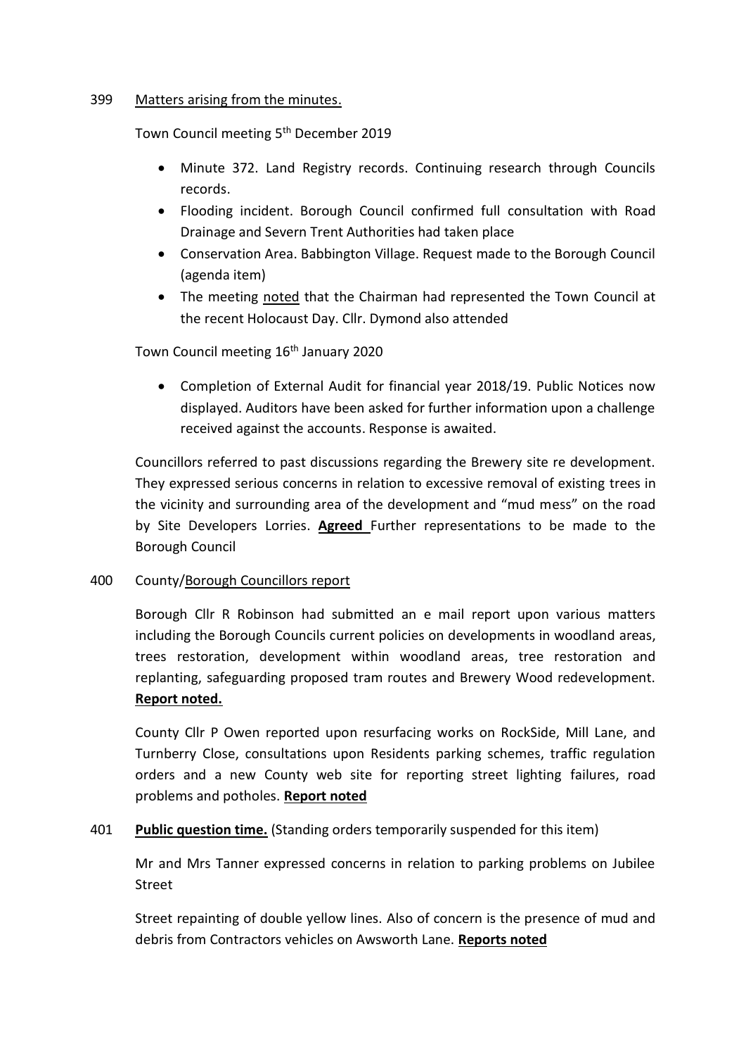399 Matters arising from the minutes.

Town Council meeting 5th December 2019

- Minute 372. Land Registry records. Continuing research through Councils records.
- Flooding incident. Borough Council confirmed full consultation with Road Drainage and Severn Trent Authorities had taken place
- Conservation Area. Babbington Village. Request made to the Borough Council (agenda item)
- The meeting noted that the Chairman had represented the Town Council at the recent Holocaust Day. Cllr. Dymond also attended

Town Council meeting 16th January 2020

- Completion of External Audit for financial year 2018/19. Public Notices now displayed. Auditors have been asked for further information upon a challenge received against the accounts. Response is awaited.

Councillors referred to past discussions regarding the Brewery site re development. They expressed serious concerns in relation to excessive removal of existing trees in the vicinity and surrounding area of the development and "mud mess" on the road by Site Developers Lorries. **Agreed** Further representations to be made to the Borough Council

400 County/Borough Councillors report

Borough Cllr R Robinson had submitted an e mail report upon various matters including the Borough Councils current policies on developments in woodland areas, trees restoration, development within woodland areas, tree restoration and replanting, safeguarding proposed tram routes and Brewery Wood redevelopment. **Report noted.**

County Cllr P Owen reported upon resurfacing works on RockSide, Mill Lane, and Turnberry Close, consultations upon Residents parking schemes, traffic regulation orders and a new County web site for reporting street lighting failures, road problems and potholes. **Report noted**

401 **Public question time.** (Standing orders temporarily suspended for this item)

Mr and Mrs Tanner expressed concerns in relation to parking problems on Jubilee Street

Street repainting of double yellow lines. Also of concern is the presence of mud and debris from Contractors vehicles on Awsworth Lane. **Reports noted**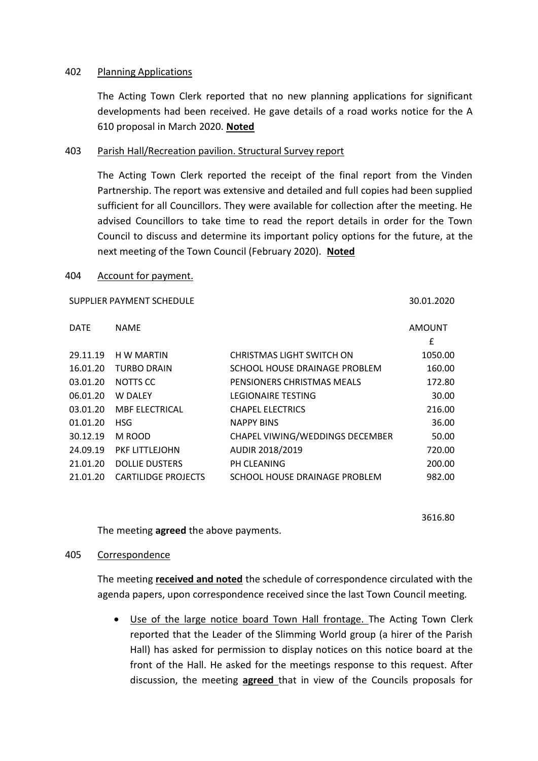402 Planning Applications

The Acting Town Clerk reported that no new planning applications for significant developments had been received. He gave details of a road works notice for the A 610 proposal in March 2020. **Noted**

403 Parish Hall/Recreation pavilion. Structural Survey report

The Acting Town Clerk reported the receipt of the final report from the Vinden Partnership. The report was extensive and detailed and full copies had been supplied sufficient for all Councillors. They were available for collection after the meeting. He advised Councillors to take time to read the report details in order for the Town Council to discuss and determine its important policy options for the future, at the next meeting of the Town Council (February 2020). **Noted**

404 Account for payment.

SUPPLIER PAYMENT SCHEDULE 30.01.2020

| DATE | NAME | | AMOUNT £ |
|---|---|---|---|
| 29.11.19 | H W MARTIN | CHRISTMAS LIGHT SWITCH ON | 1050.00 |
| 16.01.20 | TURBO DRAIN | SCHOOL HOUSE DRAINAGE PROBLEM | 160.00 |
| 03.01.20 | NOTTS CC | PENSIONERS CHRISTMAS MEALS | 172.80 |
| 06.01.20 | W DALEY | LEGIONAIRE TESTING | 30.00 |
| 03.01.20 | MBF ELECTRICAL | CHAPEL ELECTRICS | 216.00 |
| 01.01.20 | HSG | NAPPY BINS | 36.00 |
| 30.12.19 | M ROOD | CHAPEL VIWING/WEDDINGS DECEMBER | 50.00 |
| 24.09.19 | PKF LITTLEJOHN | AUDIR 2018/2019 | 720.00 |
| 21.01.20 | DOLLIE DUSTERS | PH CLEANING | 200.00 |
| 21.01.20 | CARTILIDGE PROJECTS | SCHOOL HOUSE DRAINAGE PROBLEM | 982.00 |
| | | | 3616.80 |

The meeting **agreed** the above payments.

405 Correspondence

The meeting **received and noted** the schedule of correspondence circulated with the agenda papers, upon correspondence received since the last Town Council meeting.

- Use of the large notice board Town Hall frontage. The Acting Town Clerk reported that the Leader of the Slimming World group (a hirer of the Parish Hall) has asked for permission to display notices on this notice board at the front of the Hall. He asked for the meetings response to this request. After discussion, the meeting **agreed** that in view of the Councils proposals for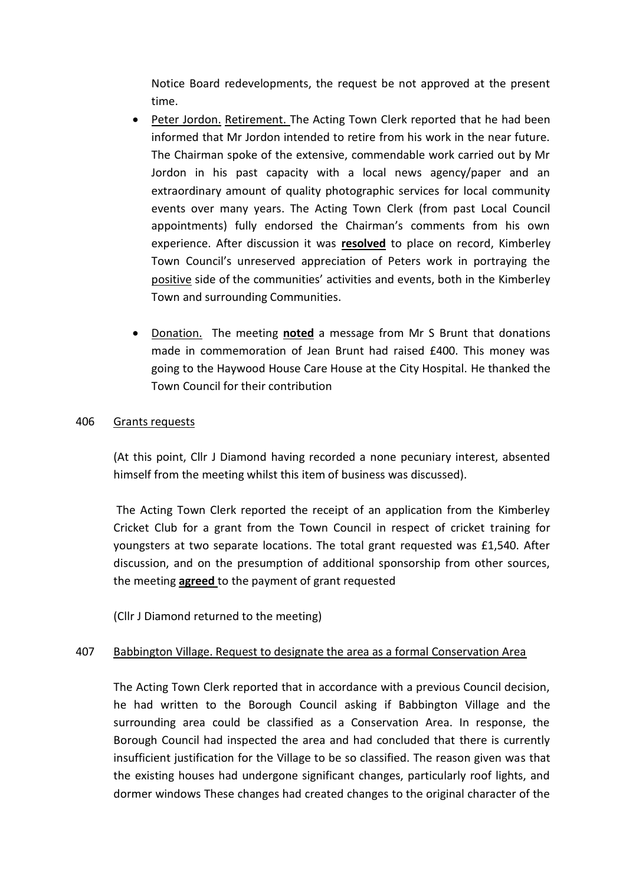Notice Board redevelopments, the request be not approved at the present time.

- Peter Jordon. Retirement. The Acting Town Clerk reported that he had been informed that Mr Jordon intended to retire from his work in the near future. The Chairman spoke of the extensive, commendable work carried out by Mr Jordon in his past capacity with a local news agency/paper and an extraordinary amount of quality photographic services for local community events over many years. The Acting Town Clerk (from past Local Council appointments) fully endorsed the Chairman's comments from his own experience. After discussion it was **resolved** to place on record, Kimberley Town Council's unreserved appreciation of Peters work in portraying the positive side of the communities' activities and events, both in the Kimberley Town and surrounding Communities.

- Donation. The meeting **noted** a message from Mr S Brunt that donations made in commemoration of Jean Brunt had raised £400. This money was going to the Haywood House Care House at the City Hospital. He thanked the Town Council for their contribution

406 Grants requests

(At this point, Cllr J Diamond having recorded a none pecuniary interest, absented himself from the meeting whilst this item of business was discussed).

The Acting Town Clerk reported the receipt of an application from the Kimberley Cricket Club for a grant from the Town Council in respect of cricket training for youngsters at two separate locations. The total grant requested was £1,540. After discussion, and on the presumption of additional sponsorship from other sources, the meeting **agreed** to the payment of grant requested

(Cllr J Diamond returned to the meeting)

407 Babbington Village. Request to designate the area as a formal Conservation Area

The Acting Town Clerk reported that in accordance with a previous Council decision, he had written to the Borough Council asking if Babbington Village and the surrounding area could be classified as a Conservation Area. In response, the Borough Council had inspected the area and had concluded that there is currently insufficient justification for the Village to be so classified. The reason given was that the existing houses had undergone significant changes, particularly roof lights, and dormer windows These changes had created changes to the original character of the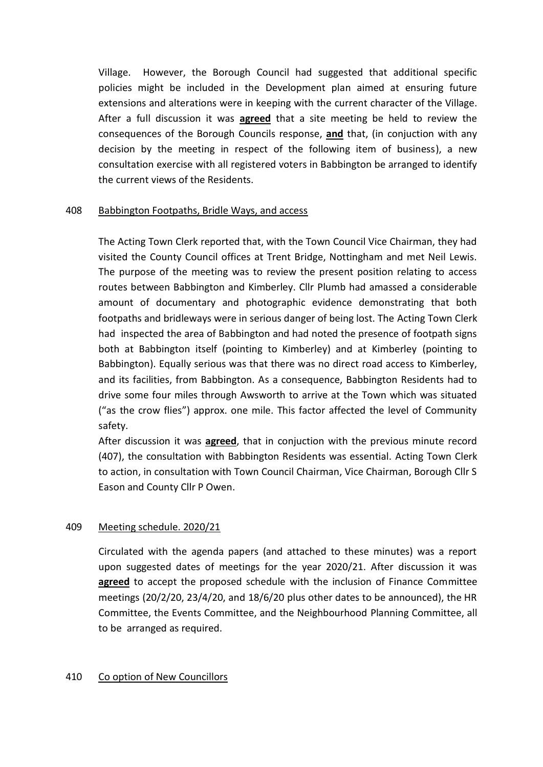Village. However, the Borough Council had suggested that additional specific policies might be included in the Development plan aimed at ensuring future extensions and alterations were in keeping with the current character of the Village. After a full discussion it was **agreed** that a site meeting be held to review the consequences of the Borough Councils response, **and** that, (in conjuction with any decision by the meeting in respect of the following item of business), a new consultation exercise with all registered voters in Babbington be arranged to identify the current views of the Residents.

408 Babbington Footpaths, Bridle Ways, and access

The Acting Town Clerk reported that, with the Town Council Vice Chairman, they had visited the County Council offices at Trent Bridge, Nottingham and met Neil Lewis. The purpose of the meeting was to review the present position relating to access routes between Babbington and Kimberley. Cllr Plumb had amassed a considerable amount of documentary and photographic evidence demonstrating that both footpaths and bridleways were in serious danger of being lost. The Acting Town Clerk had inspected the area of Babbington and had noted the presence of footpath signs both at Babbington itself (pointing to Kimberley) and at Kimberley (pointing to Babbington). Equally serious was that there was no direct road access to Kimberley, and its facilities, from Babbington. As a consequence, Babbington Residents had to drive some four miles through Awsworth to arrive at the Town which was situated ("as the crow flies") approx. one mile. This factor affected the level of Community safety.

After discussion it was **agreed**, that in conjuction with the previous minute record (407), the consultation with Babbington Residents was essential. Acting Town Clerk to action, in consultation with Town Council Chairman, Vice Chairman, Borough Cllr S Eason and County Cllr P Owen.

409 Meeting schedule. 2020/21

Circulated with the agenda papers (and attached to these minutes) was a report upon suggested dates of meetings for the year 2020/21. After discussion it was **agreed** to accept the proposed schedule with the inclusion of Finance Committee meetings (20/2/20, 23/4/20, and 18/6/20 plus other dates to be announced), the HR Committee, the Events Committee, and the Neighbourhood Planning Committee, all to be arranged as required.

410 Co option of New Councillors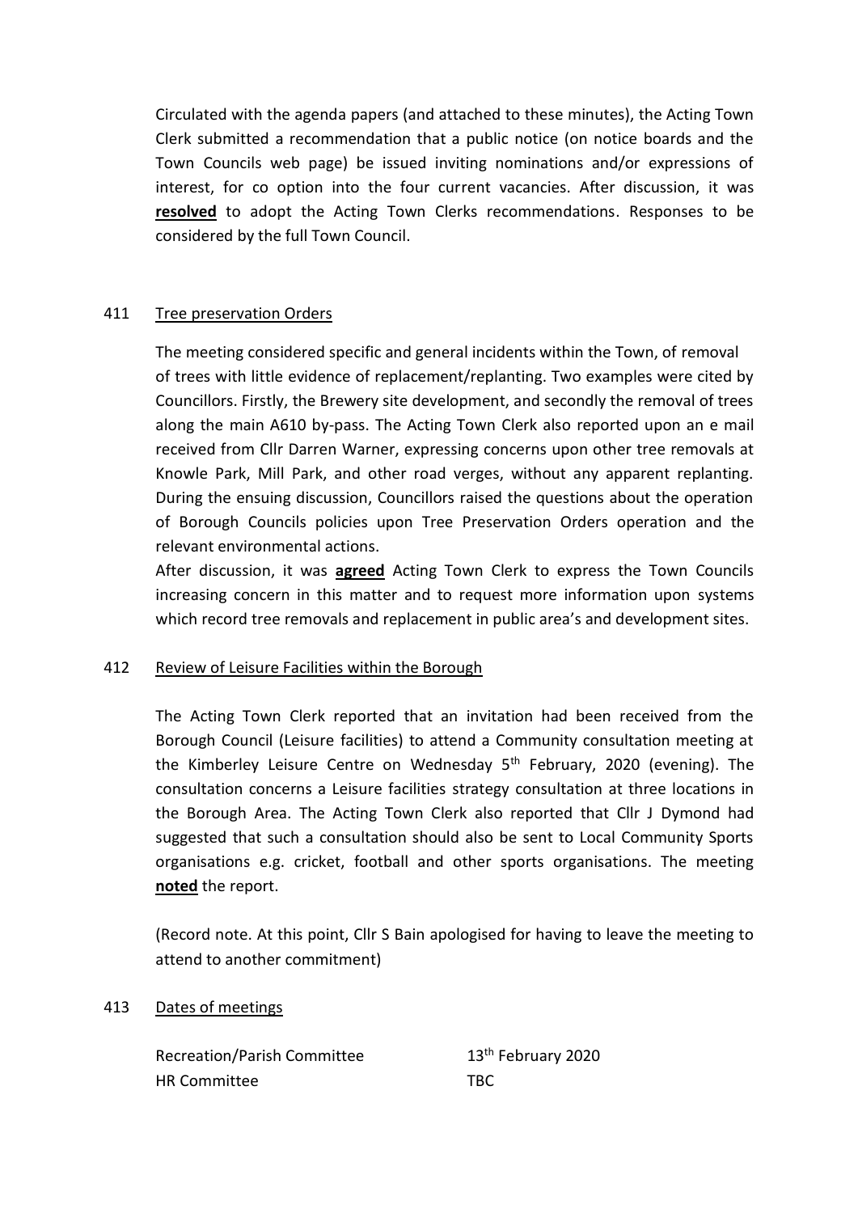Circulated with the agenda papers (and attached to these minutes), the Acting Town Clerk submitted a recommendation that a public notice (on notice boards and the Town Councils web page) be issued inviting nominations and/or expressions of interest, for co option into the four current vacancies. After discussion, it was **resolved** to adopt the Acting Town Clerks recommendations. Responses to be considered by the full Town Council.

411 Tree preservation Orders

The meeting considered specific and general incidents within the Town, of removal of trees with little evidence of replacement/replanting. Two examples were cited by Councillors. Firstly, the Brewery site development, and secondly the removal of trees along the main A610 by-pass. The Acting Town Clerk also reported upon an e mail received from Cllr Darren Warner, expressing concerns upon other tree removals at Knowle Park, Mill Park, and other road verges, without any apparent replanting. During the ensuing discussion, Councillors raised the questions about the operation of Borough Councils policies upon Tree Preservation Orders operation and the relevant environmental actions.

After discussion, it was **agreed** Acting Town Clerk to express the Town Councils increasing concern in this matter and to request more information upon systems which record tree removals and replacement in public area's and development sites.

412 Review of Leisure Facilities within the Borough

The Acting Town Clerk reported that an invitation had been received from the Borough Council (Leisure facilities) to attend a Community consultation meeting at the Kimberley Leisure Centre on Wednesday 5th February, 2020 (evening). The consultation concerns a Leisure facilities strategy consultation at three locations in the Borough Area. The Acting Town Clerk also reported that Cllr J Dymond had suggested that such a consultation should also be sent to Local Community Sports organisations e.g. cricket, football and other sports organisations. The meeting **noted** the report.

(Record note. At this point, Cllr S Bain apologised for having to leave the meeting to attend to another commitment)

413 Dates of meetings

| | |
|---|---|
| Recreation/Parish Committee | 13th February 2020 |
| HR Committee | TBC |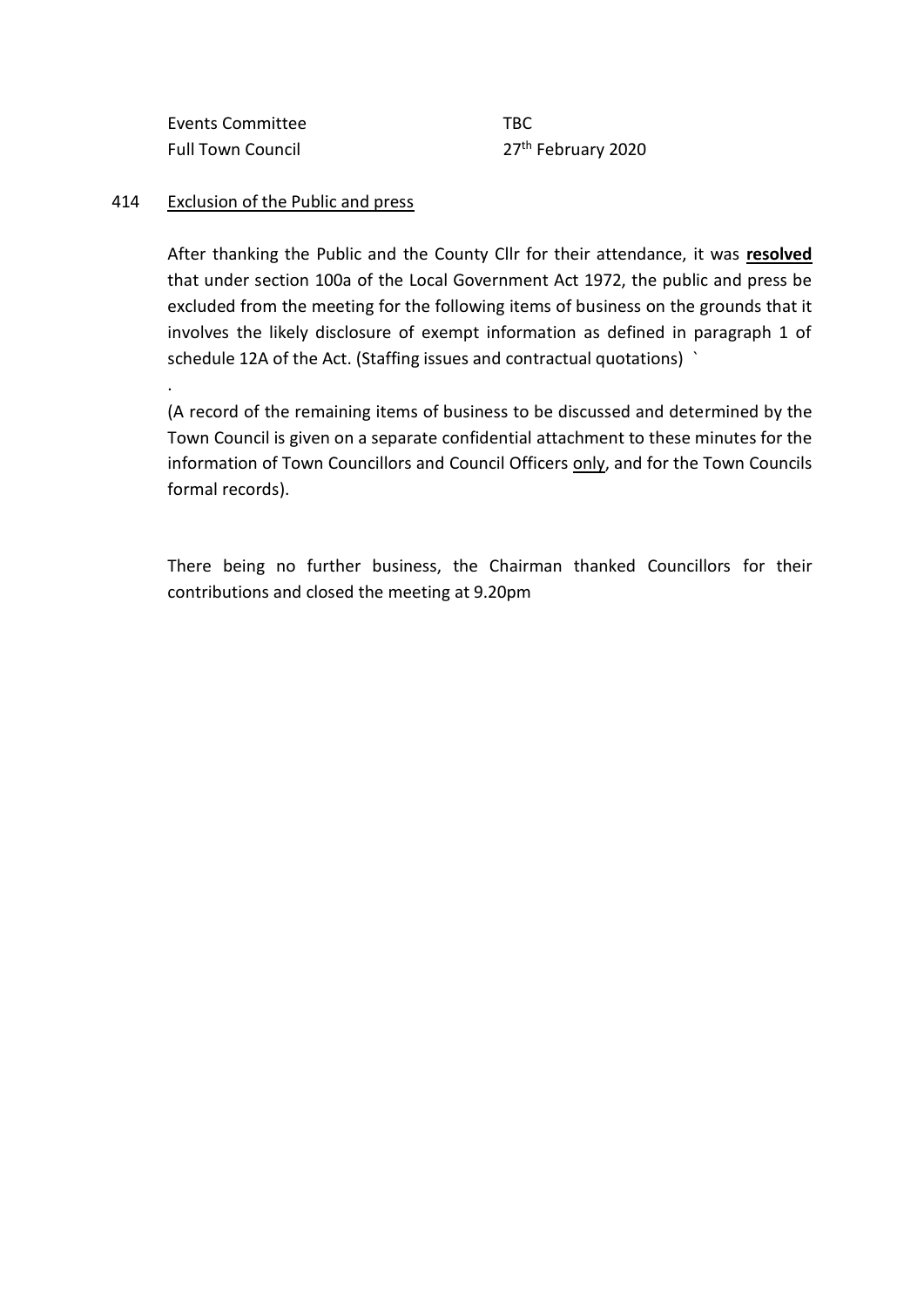| | |
|---|---|
| Events Committee | TBC |
| Full Town Council | 27th February 2020 |

414 Exclusion of the Public and press

After thanking the Public and the County Cllr for their attendance, it was **resolved** that under section 100a of the Local Government Act 1972, the public and press be excluded from the meeting for the following items of business on the grounds that it involves the likely disclosure of exempt information as defined in paragraph 1 of schedule 12A of the Act. (Staffing issues and contractual quotations) `

.

(A record of the remaining items of business to be discussed and determined by the Town Council is given on a separate confidential attachment to these minutes for the information of Town Councillors and Council Officers only, and for the Town Councils formal records).

There being no further business, the Chairman thanked Councillors for their contributions and closed the meeting at 9.20pm